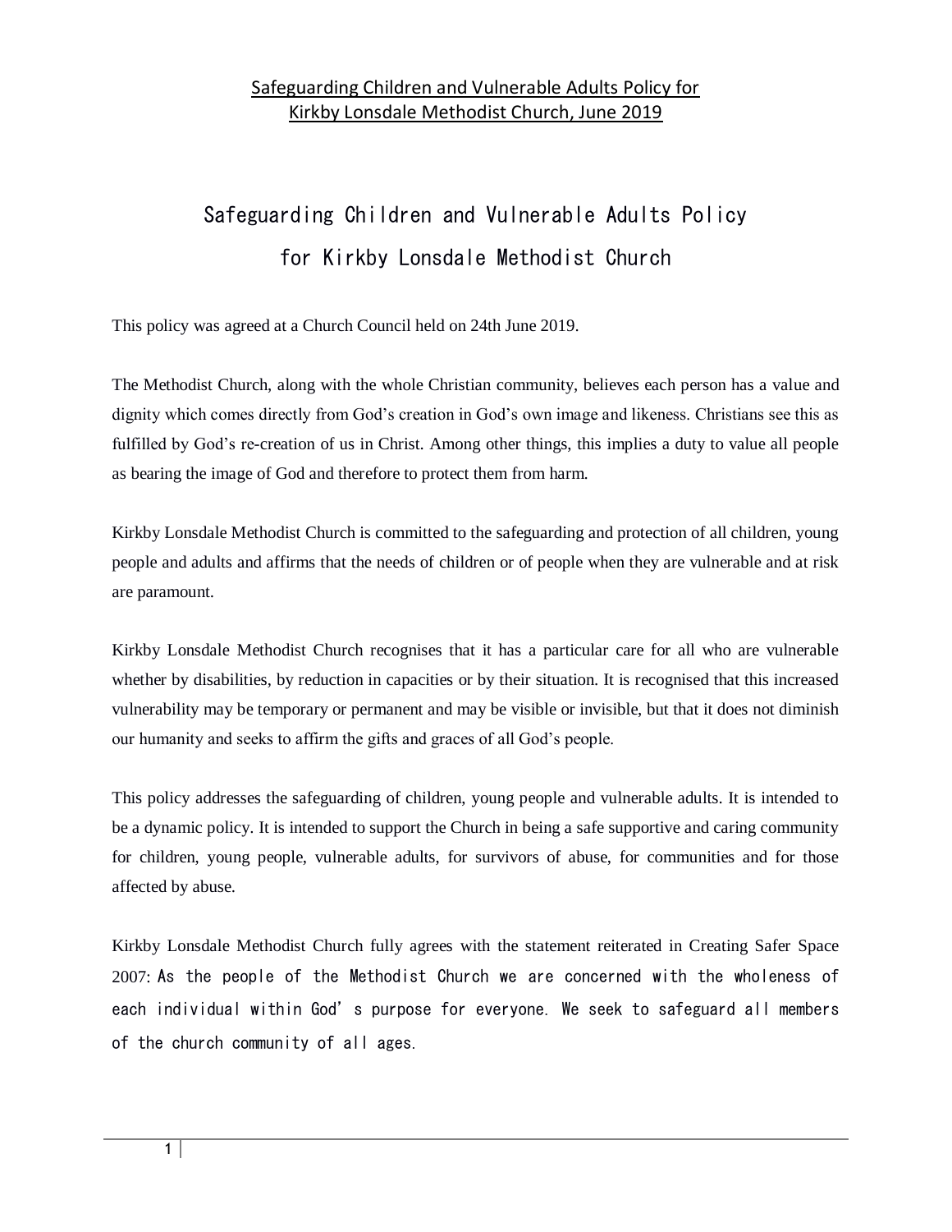Safeguarding Children and Vulnerable Adults Policy for Kirkby Lonsdale Methodist Church, June 2019

# Safeguarding Children and Vulnerable Adults Policy for Kirkby Lonsdale Methodist Church

This policy was agreed at a Church Council held on 24th June 2019.

The Methodist Church, along with the whole Christian community, believes each person has a value and dignity which comes directly from God's creation in God's own image and likeness. Christians see this as fulfilled by God's re-creation of us in Christ. Among other things, this implies a duty to value all people as bearing the image of God and therefore to protect them from harm.

Kirkby Lonsdale Methodist Church is committed to the safeguarding and protection of all children, young people and adults and affirms that the needs of children or of people when they are vulnerable and at risk are paramount.

Kirkby Lonsdale Methodist Church recognises that it has a particular care for all who are vulnerable whether by disabilities, by reduction in capacities or by their situation. It is recognised that this increased vulnerability may be temporary or permanent and may be visible or invisible, but that it does not diminish our humanity and seeks to affirm the gifts and graces of all God's people.

This policy addresses the safeguarding of children, young people and vulnerable adults. It is intended to be a dynamic policy. It is intended to support the Church in being a safe supportive and caring community for children, young people, vulnerable adults, for survivors of abuse, for communities and for those affected by abuse.

Kirkby Lonsdale Methodist Church fully agrees with the statement reiterated in Creating Safer Space 2007: As the people of the Methodist Church we are concerned with the wholeness of each individual within God's purpose for everyone. We seek to safeguard all members of the church community of all ages.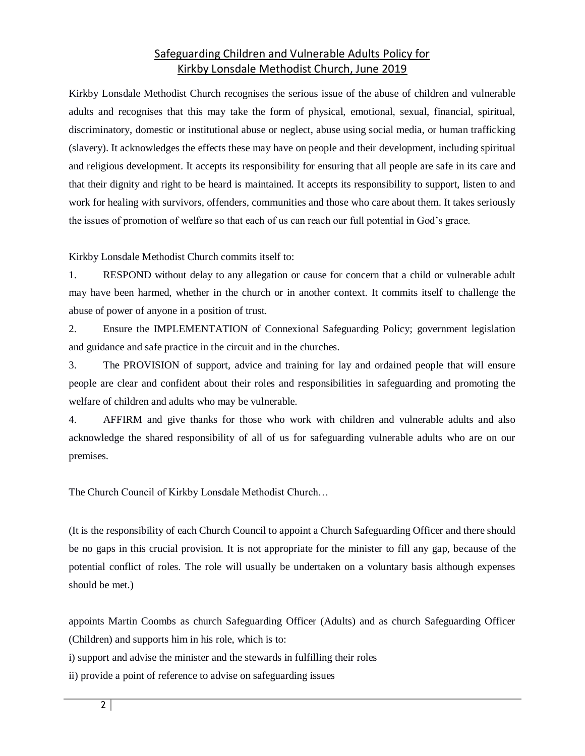# Safeguarding Children and Vulnerable Adults Policy for Kirkby Lonsdale Methodist Church, June 2019

Kirkby Lonsdale Methodist Church recognises the serious issue of the abuse of children and vulnerable adults and recognises that this may take the form of physical, emotional, sexual, financial, spiritual, discriminatory, domestic or institutional abuse or neglect, abuse using social media, or human trafficking (slavery). It acknowledges the effects these may have on people and their development, including spiritual and religious development. It accepts its responsibility for ensuring that all people are safe in its care and that their dignity and right to be heard is maintained. It accepts its responsibility to support, listen to and work for healing with survivors, offenders, communities and those who care about them. It takes seriously the issues of promotion of welfare so that each of us can reach our full potential in God's grace.

Kirkby Lonsdale Methodist Church commits itself to:

1. RESPOND without delay to any allegation or cause for concern that a child or vulnerable adult may have been harmed, whether in the church or in another context. It commits itself to challenge the abuse of power of anyone in a position of trust.
2. Ensure the IMPLEMENTATION of Connexional Safeguarding Policy; government legislation and guidance and safe practice in the circuit and in the churches.
3. The PROVISION of support, advice and training for lay and ordained people that will ensure people are clear and confident about their roles and responsibilities in safeguarding and promoting the welfare of children and adults who may be vulnerable.
4. AFFIRM and give thanks for those who work with children and vulnerable adults and also acknowledge the shared responsibility of all of us for safeguarding vulnerable adults who are on our premises.

The Church Council of Kirkby Lonsdale Methodist Church…

(It is the responsibility of each Church Council to appoint a Church Safeguarding Officer and there should be no gaps in this crucial provision. It is not appropriate for the minister to fill any gap, because of the potential conflict of roles. The role will usually be undertaken on a voluntary basis although expenses should be met.)

appoints Martin Coombs as church Safeguarding Officer (Adults) and as church Safeguarding Officer (Children) and supports him in his role, which is to:

i) support and advise the minister and the stewards in fulfilling their roles

ii) provide a point of reference to advise on safeguarding issues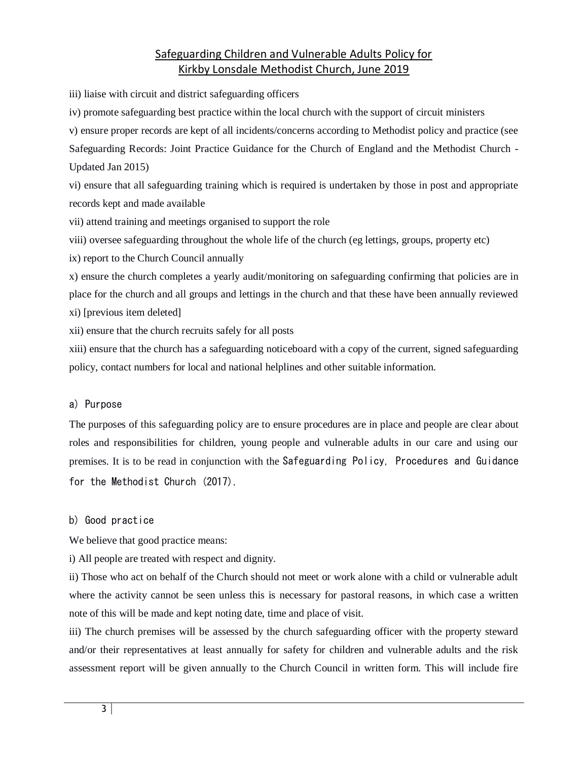iii) liaise with circuit and district safeguarding officers

iv) promote safeguarding best practice within the local church with the support of circuit ministers

v) ensure proper records are kept of all incidents/concerns according to Methodist policy and practice (see Safeguarding Records: Joint Practice Guidance for the Church of England and the Methodist Church - Updated Jan 2015)

vi) ensure that all safeguarding training which is required is undertaken by those in post and appropriate records kept and made available

vii) attend training and meetings organised to support the role

viii) oversee safeguarding throughout the whole life of the church (eg lettings, groups, property etc)

ix) report to the Church Council annually

x) ensure the church completes a yearly audit/monitoring on safeguarding confirming that policies are in place for the church and all groups and lettings in the church and that these have been annually reviewed

xi) [previous item deleted]

xii) ensure that the church recruits safely for all posts

xiii) ensure that the church has a safeguarding noticeboard with a copy of the current, signed safeguarding policy, contact numbers for local and national helplines and other suitable information.

### a) Purpose

The purposes of this safeguarding policy are to ensure procedures are in place and people are clear about roles and responsibilities for children, young people and vulnerable adults in our care and using our premises. It is to be read in conjunction with the Safeguarding Policy, Procedures and Guidance for the Methodist Church (2017).

### b) Good practice

We believe that good practice means:

i) All people are treated with respect and dignity.

ii) Those who act on behalf of the Church should not meet or work alone with a child or vulnerable adult where the activity cannot be seen unless this is necessary for pastoral reasons, in which case a written note of this will be made and kept noting date, time and place of visit.

iii) The church premises will be assessed by the church safeguarding officer with the property steward and/or their representatives at least annually for safety for children and vulnerable adults and the risk assessment report will be given annually to the Church Council in written form. This will include fire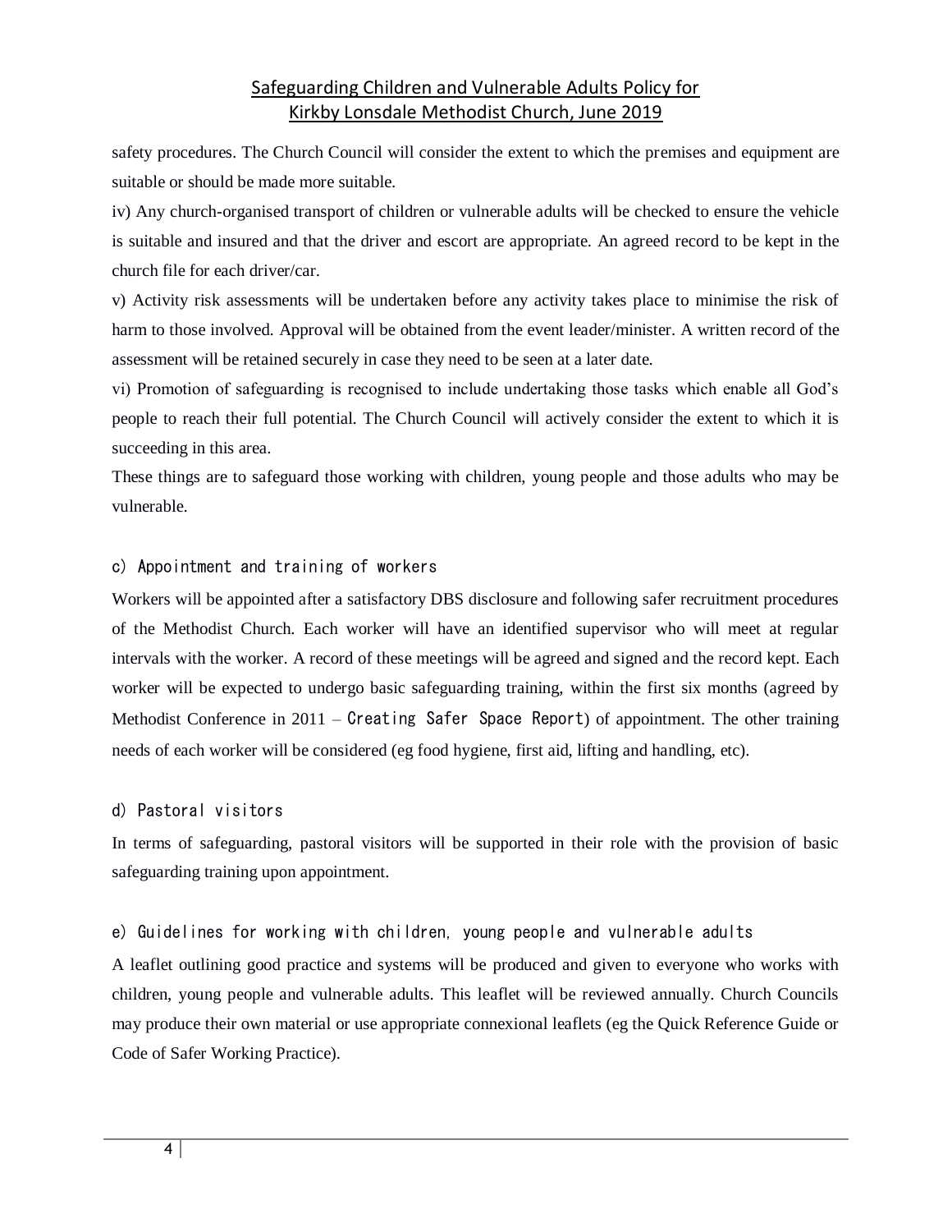safety procedures. The Church Council will consider the extent to which the premises and equipment are suitable or should be made more suitable.

iv) Any church-organised transport of children or vulnerable adults will be checked to ensure the vehicle is suitable and insured and that the driver and escort are appropriate. An agreed record to be kept in the church file for each driver/car.

v) Activity risk assessments will be undertaken before any activity takes place to minimise the risk of harm to those involved. Approval will be obtained from the event leader/minister. A written record of the assessment will be retained securely in case they need to be seen at a later date.

vi) Promotion of safeguarding is recognised to include undertaking those tasks which enable all God's people to reach their full potential. The Church Council will actively consider the extent to which it is succeeding in this area.

These things are to safeguard those working with children, young people and those adults who may be vulnerable.

### c) Appointment and training of workers

Workers will be appointed after a satisfactory DBS disclosure and following safer recruitment procedures of the Methodist Church. Each worker will have an identified supervisor who will meet at regular intervals with the worker. A record of these meetings will be agreed and signed and the record kept. Each worker will be expected to undergo basic safeguarding training, within the first six months (agreed by Methodist Conference in 2011 – Creating Safer Space Report) of appointment. The other training needs of each worker will be considered (eg food hygiene, first aid, lifting and handling, etc).

### d) Pastoral visitors

In terms of safeguarding, pastoral visitors will be supported in their role with the provision of basic safeguarding training upon appointment.

### e) Guidelines for working with children, young people and vulnerable adults

A leaflet outlining good practice and systems will be produced and given to everyone who works with children, young people and vulnerable adults. This leaflet will be reviewed annually. Church Councils may produce their own material or use appropriate connexional leaflets (eg the Quick Reference Guide or Code of Safer Working Practice).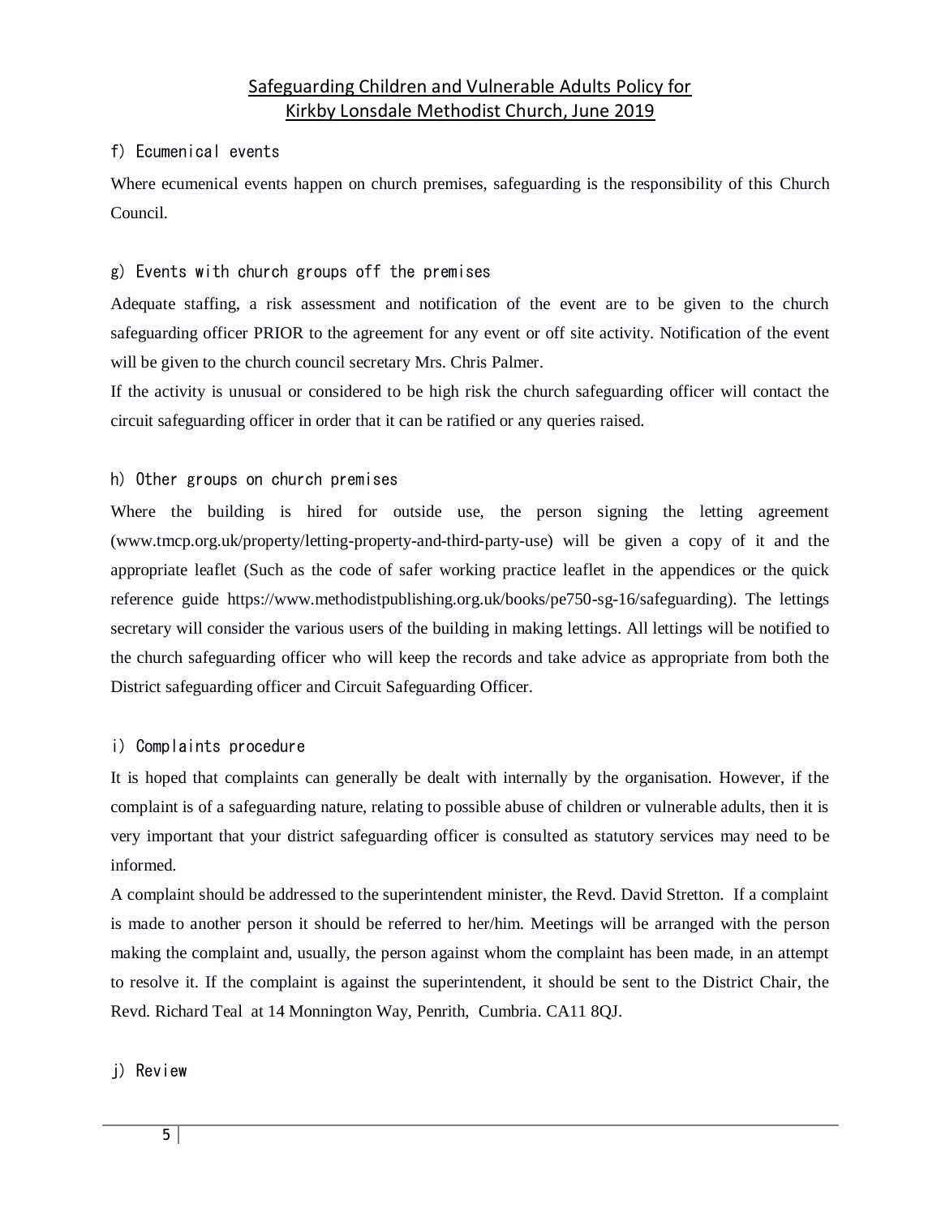# Safeguarding Children and Vulnerable Adults Policy for Kirkby Lonsdale Methodist Church, June 2019

### f) Ecumenical events

Where ecumenical events happen on church premises, safeguarding is the responsibility of this Church Council.

### g) Events with church groups off the premises

Adequate staffing, a risk assessment and notification of the event are to be given to the church safeguarding officer PRIOR to the agreement for any event or off site activity. Notification of the event will be given to the church council secretary Mrs. Chris Palmer.

If the activity is unusual or considered to be high risk the church safeguarding officer will contact the circuit safeguarding officer in order that it can be ratified or any queries raised.

### h) Other groups on church premises

Where the building is hired for outside use, the person signing the letting agreement (www.tmcp.org.uk/property/letting-property-and-third-party-use) will be given a copy of it and the appropriate leaflet (Such as the code of safer working practice leaflet in the appendices or the quick reference guide https://www.methodistpublishing.org.uk/books/pe750-sg-16/safeguarding). The lettings secretary will consider the various users of the building in making lettings. All lettings will be notified to the church safeguarding officer who will keep the records and take advice as appropriate from both the District safeguarding officer and Circuit Safeguarding Officer.

### i) Complaints procedure

It is hoped that complaints can generally be dealt with internally by the organisation. However, if the complaint is of a safeguarding nature, relating to possible abuse of children or vulnerable adults, then it is very important that your district safeguarding officer is consulted as statutory services may need to be informed.

A complaint should be addressed to the superintendent minister, the Revd. David Stretton. If a complaint is made to another person it should be referred to her/him. Meetings will be arranged with the person making the complaint and, usually, the person against whom the complaint has been made, in an attempt to resolve it. If the complaint is against the superintendent, it should be sent to the District Chair, the Revd. Richard Teal at 14 Monnington Way, Penrith, Cumbria. CA11 8QJ.

### j) Review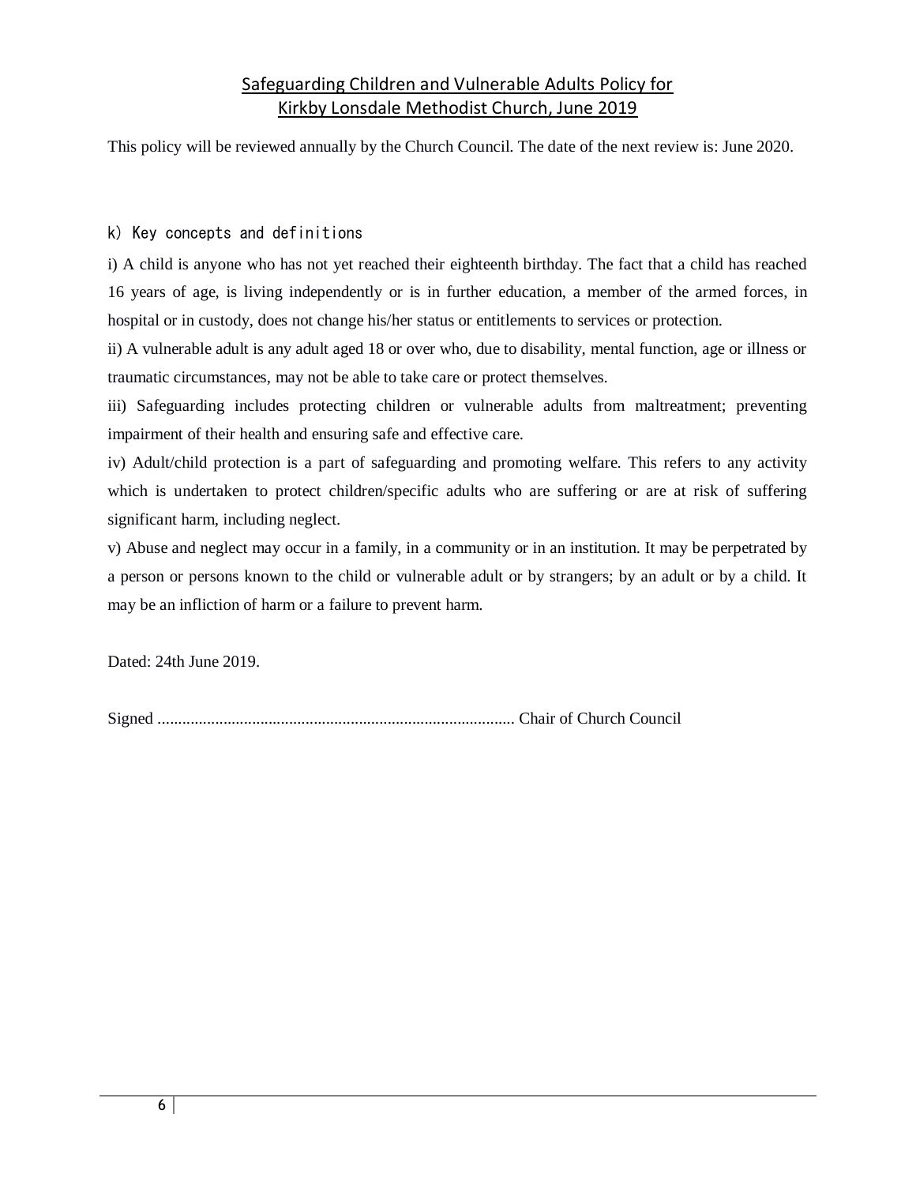## Safeguarding Children and Vulnerable Adults Policy for Kirkby Lonsdale Methodist Church, June 2019

This policy will be reviewed annually by the Church Council. The date of the next review is: June 2020.

### k) Key concepts and definitions

i) A child is anyone who has not yet reached their eighteenth birthday. The fact that a child has reached 16 years of age, is living independently or is in further education, a member of the armed forces, in hospital or in custody, does not change his/her status or entitlements to services or protection.

ii) A vulnerable adult is any adult aged 18 or over who, due to disability, mental function, age or illness or traumatic circumstances, may not be able to take care or protect themselves.

iii) Safeguarding includes protecting children or vulnerable adults from maltreatment; preventing impairment of their health and ensuring safe and effective care.

iv) Adult/child protection is a part of safeguarding and promoting welfare. This refers to any activity which is undertaken to protect children/specific adults who are suffering or are at risk of suffering significant harm, including neglect.

v) Abuse and neglect may occur in a family, in a community or in an institution. It may be perpetrated by a person or persons known to the child or vulnerable adult or by strangers; by an adult or by a child. It may be an infliction of harm or a failure to prevent harm.

Dated: 24th June 2019.

Signed ...................................................................................... Chair of Church Council